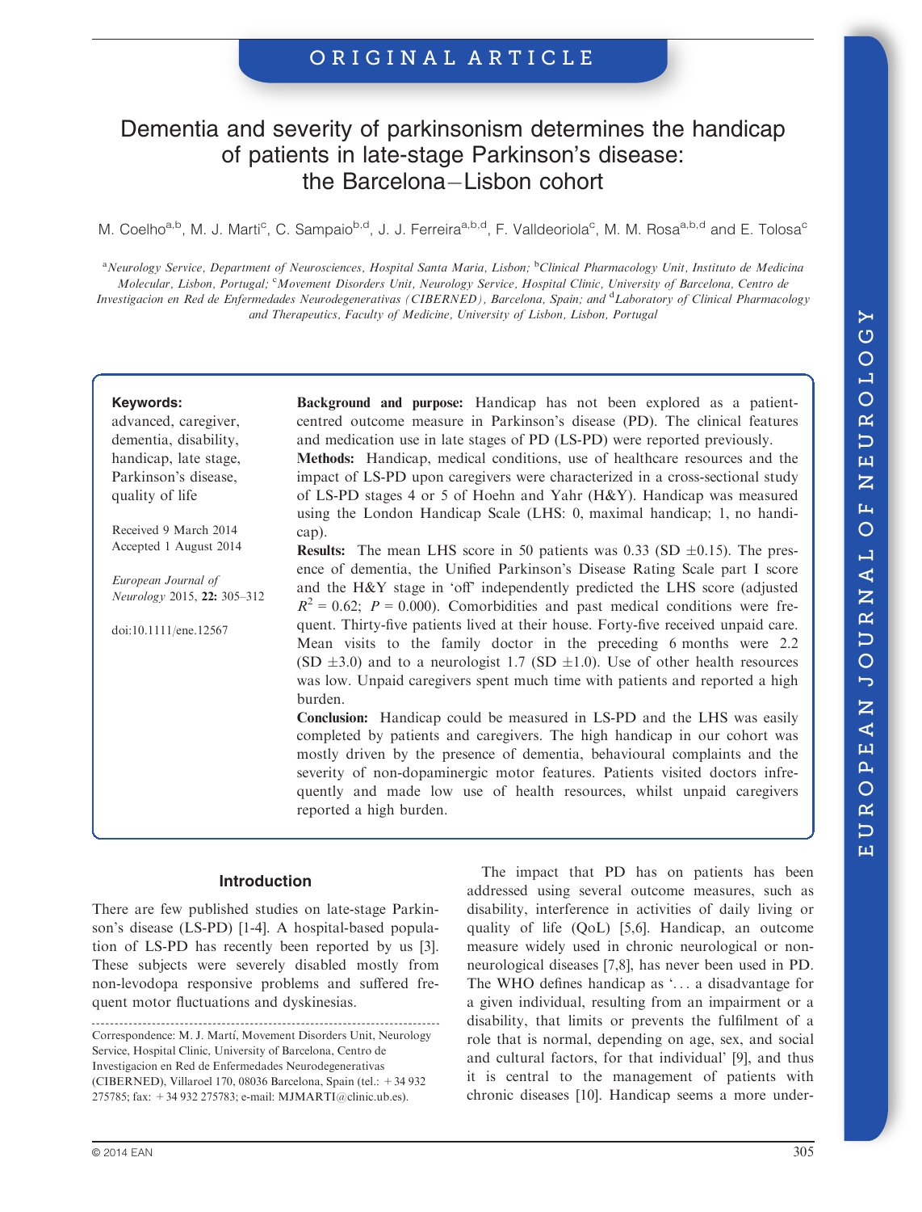ORIGINAL ARTICLE

# Dementia and severity of parkinsonism determines the handicap of patients in late-stage Parkinson's disease: the Barcelona–Lisbon cohort

M. Coelho[a,b], M. J. Marti[c], C. Sampaio[b,d], J. J. Ferreira[a,b,d], F. Valldeoriola[c], M. M. Rosa[a,b,d] and E. Tolosa[c]

[a]*Neurology Service, Department of Neurosciences, Hospital Santa Maria, Lisbon;* [b]*Clinical Pharmacology Unit, Instituto de Medicina Molecular, Lisbon, Portugal;* [c]*Movement Disorders Unit, Neurology Service, Hospital Clinic, University of Barcelona, Centro de Investigacion en Red de Enfermedades Neurodegenerativas (CIBERNED), Barcelona, Spain; and* [d]*Laboratory of Clinical Pharmacology and Therapeutics, Faculty of Medicine, University of Lisbon, Lisbon, Portugal*

**Keywords:**
advanced, caregiver, dementia, disability, handicap, late stage, Parkinson's disease, quality of life

Received 9 March 2014
Accepted 1 August 2014

*European Journal of Neurology* 2015, **22:** 305–312

doi:10.1111/ene.12567

**Background and purpose:** Handicap has not been explored as a patient-centred outcome measure in Parkinson's disease (PD). The clinical features and medication use in late stages of PD (LS-PD) were reported previously.

**Methods:** Handicap, medical conditions, use of healthcare resources and the impact of LS-PD upon caregivers were characterized in a cross-sectional study of LS-PD stages 4 or 5 of Hoehn and Yahr (H&Y). Handicap was measured using the London Handicap Scale (LHS: 0, maximal handicap; 1, no handicap).

**Results:** The mean LHS score in 50 patients was 0.33 (SD ±0.15). The presence of dementia, the Unified Parkinson's Disease Rating Scale part I score and the H&Y stage in 'off' independently predicted the LHS score (adjusted $R^2 = 0.62$; $P = 0.000$). Comorbidities and past medical conditions were frequent. Thirty-five patients lived at their house. Forty-five received unpaid care. Mean visits to the family doctor in the preceding 6 months were 2.2 (SD ±3.0) and to a neurologist 1.7 (SD ±1.0). Use of other health resources was low. Unpaid caregivers spent much time with patients and reported a high burden.

**Conclusion:** Handicap could be measured in LS-PD and the LHS was easily completed by patients and caregivers. The high handicap in our cohort was mostly driven by the presence of dementia, behavioural complaints and the severity of non-dopaminergic motor features. Patients visited doctors infrequently and made low use of health resources, whilst unpaid caregivers reported a high burden.

## Introduction

There are few published studies on late-stage Parkinson's disease (LS-PD) [1-4]. A hospital-based population of LS-PD has recently been reported by us [3]. These subjects were severely disabled mostly from non-levodopa responsive problems and suffered frequent motor fluctuations and dyskinesias.

The impact that PD has on patients has been addressed using several outcome measures, such as disability, interference in activities of daily living or quality of life (QoL) [5,6]. Handicap, an outcome measure widely used in chronic neurological or non-neurological diseases [7,8], has never been used in PD. The WHO defines handicap as '... a disadvantage for a given individual, resulting from an impairment or a disability, that limits or prevents the fulfilment of a role that is normal, depending on age, sex, and social and cultural factors, for that individual' [9], and thus it is central to the management of patients with chronic diseases [10]. Handicap seems a more under-

Correspondence: M. J. Martí, Movement Disorders Unit, Neurology Service, Hospital Clinic, University of Barcelona, Centro de Investigacion en Red de Enfermedades Neurodegenerativas (CIBERNED), Villaroel 170, 08036 Barcelona, Spain (tel.: +34 932 275785; fax: +34 932 275783; e-mail: MJMARTI@clinic.ub.es).

© 2014 EAN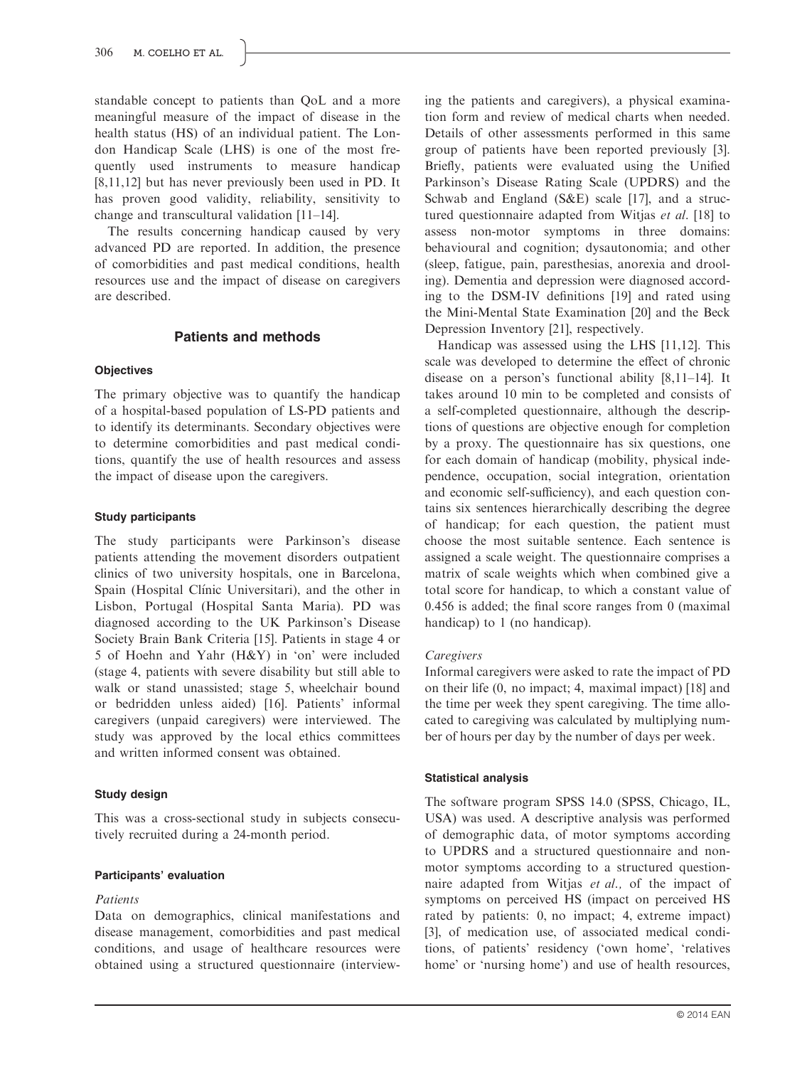standable concept to patients than QoL and a more meaningful measure of the impact of disease in the health status (HS) of an individual patient. The London Handicap Scale (LHS) is one of the most frequently used instruments to measure handicap [8,11,12] but has never previously been used in PD. It has proven good validity, reliability, sensitivity to change and transcultural validation [11–14].

The results concerning handicap caused by very advanced PD are reported. In addition, the presence of comorbidities and past medical conditions, health resources use and the impact of disease on caregivers are described.

## Patients and methods

### Objectives

The primary objective was to quantify the handicap of a hospital-based population of LS-PD patients and to identify its determinants. Secondary objectives were to determine comorbidities and past medical conditions, quantify the use of health resources and assess the impact of disease upon the caregivers.

### Study participants

The study participants were Parkinson's disease patients attending the movement disorders outpatient clinics of two university hospitals, one in Barcelona, Spain (Hospital Clínic Universitari), and the other in Lisbon, Portugal (Hospital Santa Maria). PD was diagnosed according to the UK Parkinson's Disease Society Brain Bank Criteria [15]. Patients in stage 4 or 5 of Hoehn and Yahr (H&Y) in 'on' were included (stage 4, patients with severe disability but still able to walk or stand unassisted; stage 5, wheelchair bound or bedridden unless aided) [16]. Patients' informal caregivers (unpaid caregivers) were interviewed. The study was approved by the local ethics committees and written informed consent was obtained.

### Study design

This was a cross-sectional study in subjects consecutively recruited during a 24-month period.

### Participants' evaluation

#### *Patients*

Data on demographics, clinical manifestations and disease management, comorbidities and past medical conditions, and usage of healthcare resources were obtained using a structured questionnaire (interviewing the patients and caregivers), a physical examination form and review of medical charts when needed. Details of other assessments performed in this same group of patients have been reported previously [3]. Briefly, patients were evaluated using the Unified Parkinson's Disease Rating Scale (UPDRS) and the Schwab and England (S&E) scale [17], and a structured questionnaire adapted from Witjas *et al*. [18] to assess non-motor symptoms in three domains: behavioural and cognition; dysautonomia; and other (sleep, fatigue, pain, paresthesias, anorexia and drooling). Dementia and depression were diagnosed according to the DSM-IV definitions [19] and rated using the Mini-Mental State Examination [20] and the Beck Depression Inventory [21], respectively.

Handicap was assessed using the LHS [11,12]. This scale was developed to determine the effect of chronic disease on a person's functional ability [8,11–14]. It takes around 10 min to be completed and consists of a self-completed questionnaire, although the descriptions of questions are objective enough for completion by a proxy. The questionnaire has six questions, one for each domain of handicap (mobility, physical independence, occupation, social integration, orientation and economic self-sufficiency), and each question contains six sentences hierarchically describing the degree of handicap; for each question, the patient must choose the most suitable sentence. Each sentence is assigned a scale weight. The questionnaire comprises a matrix of scale weights which when combined give a total score for handicap, to which a constant value of 0.456 is added; the final score ranges from 0 (maximal handicap) to 1 (no handicap).

#### *Caregivers*

Informal caregivers were asked to rate the impact of PD on their life (0, no impact; 4, maximal impact) [18] and the time per week they spent caregiving. The time allocated to caregiving was calculated by multiplying number of hours per day by the number of days per week.

### Statistical analysis

The software program SPSS 14.0 (SPSS, Chicago, IL, USA) was used. A descriptive analysis was performed of demographic data, of motor symptoms according to UPDRS and a structured questionnaire and non-motor symptoms according to a structured questionnaire adapted from Witjas *et al.,* of the impact of symptoms on perceived HS (impact on perceived HS rated by patients: 0, no impact; 4, extreme impact) [3], of medication use, of associated medical conditions, of patients' residency ('own home', 'relatives home' or 'nursing home') and use of health resources,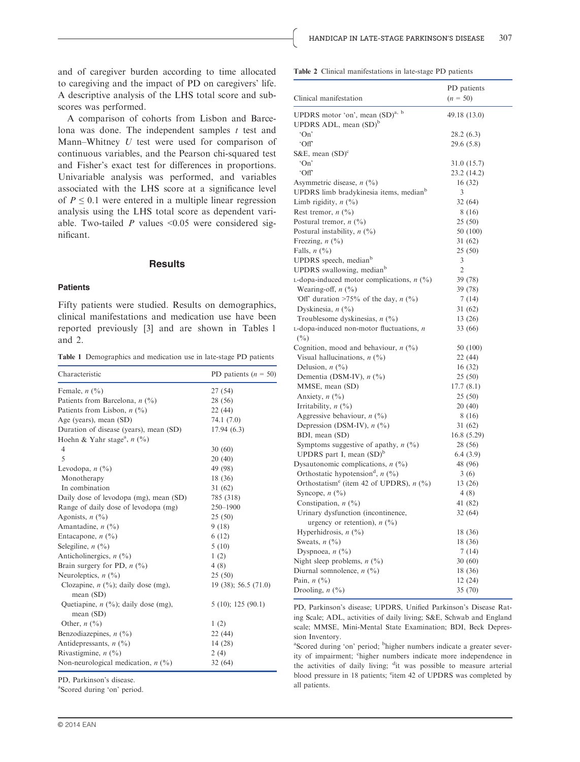and of caregiver burden according to time allocated to caregiving and the impact of PD on caregivers' life. A descriptive analysis of the LHS total score and subscores was performed.

A comparison of cohorts from Lisbon and Barcelona was done. The independent samples *t* test and Mann–Whitney *U* test were used for comparison of continuous variables, and the Pearson chi-squared test and Fisher's exact test for differences in proportions. Univariable analysis was performed, and variables associated with the LHS score at a significance level of $P \leq 0.1$ were entered in a multiple linear regression analysis using the LHS total score as dependent variable. Two-tailed *P* values <0.05 were considered significant.

## Results

### Patients

Fifty patients were studied. Results on demographics, clinical manifestations and medication use have been reported previously [3] and are shown in Tables 1 and 2.

**Table 1** Demographics and medication use in late-stage PD patients

| Characteristic | PD patients (*n* = 50) |
|---|---|
| Female, *n* (%) | 27 (54) |
| Patients from Barcelona, *n* (%) | 28 (56) |
| Patients from Lisbon, *n* (%) | 22 (44) |
| Age (years), mean (SD) | 74.1 (7.0) |
| Duration of disease (years), mean (SD) | 17.94 (6.3) |
| Hoehn & Yahr stage[a], *n* (%) | |
| 4 | 30 (60) |
| 5 | 20 (40) |
| Levodopa, *n* (%) | 49 (98) |
| Monotherapy | 18 (36) |
| In combination | 31 (62) |
| Daily dose of levodopa (mg), mean (SD) | 785 (318) |
| Range of daily dose of levodopa (mg) | 250–1900 |
| Agonists, *n* (%) | 25 (50) |
| Amantadine, *n* (%) | 9 (18) |
| Entacapone, *n* (%) | 6 (12) |
| Selegiline, *n* (%) | 5 (10) |
| Anticholinergics, *n* (%) | 1 (2) |
| Brain surgery for PD, *n* (%) | 4 (8) |
| Neuroleptics, *n* (%) | 25 (50) |
| Clozapine, *n* (%); daily dose (mg), mean (SD) | 19 (38); 56.5 (71.0) |
| Quetiapine, *n* (%); daily dose (mg), mean (SD) | 5 (10); 125 (90.1) |
| Other, *n* (%) | 1 (2) |
| Benzodiazepines, *n* (%) | 22 (44) |
| Antidepressants, *n* (%) | 14 (28) |
| Rivastigmine, *n* (%) | 2 (4) |
| Non-neurological medication, *n* (%) | 32 (64) |

PD, Parkinson's disease.
[a]Scored during 'on' period.

**Table 2** Clinical manifestations in late-stage PD patients

| Clinical manifestation | PD patients (*n* = 50) |
|---|---|
| UPDRS motor 'on', mean (SD)[a, b] | 49.18 (13.0) |
| UPDRS ADL, mean (SD)[b] | |
| 'On' | 28.2 (6.3) |
| 'Off' | 29.6 (5.8) |
| S&E, mean (SD)[c] | |
| 'On' | 31.0 (15.7) |
| 'Off' | 23.2 (14.2) |
| Asymmetric disease, *n* (%) | 16 (32) |
| UPDRS limb bradykinesia items, median[b] | 3 |
| Limb rigidity, *n* (%) | 32 (64) |
| Rest tremor, *n* (%) | 8 (16) |
| Postural tremor, *n* (%) | 25 (50) |
| Postural instability, *n* (%) | 50 (100) |
| Freezing, *n* (%) | 31 (62) |
| Falls, *n* (%) | 25 (50) |
| UPDRS speech, median[b] | 3 |
| UPDRS swallowing, median[b] | 2 |
| L-dopa-induced motor complications, *n* (%) | 39 (78) |
| Wearing-off, *n* (%) | 39 (78) |
| 'Off' duration >75% of the day, *n* (%) | 7 (14) |
| Dyskinesia, *n* (%) | 31 (62) |
| Troublesome dyskinesias, *n* (%) | 13 (26) |
| L-dopa-induced non-motor fluctuations, *n* (%) | 33 (66) |
| Cognition, mood and behaviour, *n* (%) | 50 (100) |
| Visual hallucinations, *n* (%) | 22 (44) |
| Delusion, *n* (%) | 16 (32) |
| Dementia (DSM-IV), *n* (%) | 25 (50) |
| MMSE, mean (SD) | 17.7 (8.1) |
| Anxiety, *n* (%) | 25 (50) |
| Irritability, *n* (%) | 20 (40) |
| Aggressive behaviour, *n* (%) | 8 (16) |
| Depression (DSM-IV), *n* (%) | 31 (62) |
| BDI, mean (SD) | 16.8 (5.29) |
| Symptoms suggestive of apathy, *n* (%) | 28 (56) |
| UPDRS part I, mean (SD)[b] | 6.4 (3.9) |
| Dysautonomic complications, *n* (%) | 48 (96) |
| Orthostatic hypotension[d], *n* (%) | 3 (6) |
| Orthostatism[e] (item 42 of UPDRS), *n* (%) | 13 (26) |
| Syncope, *n* (%) | 4 (8) |
| Constipation, *n* (%) | 41 (82) |
| Urinary dysfunction (incontinence, urgency or retention), *n* (%) | 32 (64) |
| Hyperhidrosis, *n* (%) | 18 (36) |
| Sweats, *n* (%) | 18 (36) |
| Dyspnoea, *n* (%) | 7 (14) |
| Night sleep problems, *n* (%) | 30 (60) |
| Diurnal somnolence, *n* (%) | 18 (36) |
| Pain, *n* (%) | 12 (24) |
| Drooling, *n* (%) | 35 (70) |

PD, Parkinson's disease; UPDRS, Unified Parkinson's Disease Rating Scale; ADL, activities of daily living; S&E, Schwab and England scale; MMSE, Mini-Mental State Examination; BDI, Beck Depression Inventory.
[a]Scored during 'on' period; [b]higher numbers indicate a greater severity of impairment; [c]higher numbers indicate more independence in the activities of daily living; [d]it was possible to measure arterial blood pressure in 18 patients; [e]item 42 of UPDRS was completed by all patients.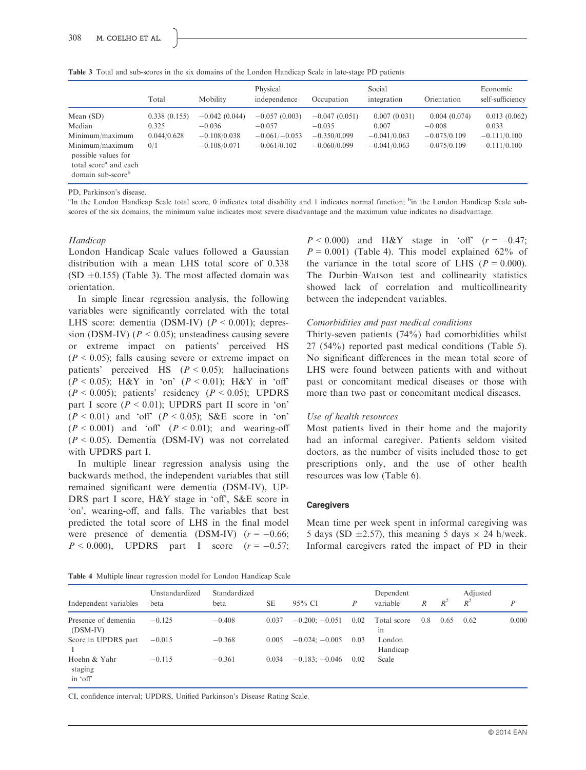**Table 3** Total and sub-scores in the six domains of the London Handicap Scale in late-stage PD patients

| | Total | Mobility | Physical independence | Occupation | Social integration | Orientation | Economic self-sufficiency |
|---|---|---|---|---|---|---|---|
| Mean (SD) | 0.338 (0.155) | −0.042 (0.044) | −0.057 (0.003) | −0.047 (0.051) | 0.007 (0.031) | 0.004 (0.074) | 0.013 (0.062) |
| Median | 0.325 | −0.036 | −0.057 | −0.035 | 0.007 | −0.008 | 0.033 |
| Minimum/maximum | 0.044/0.628 | −0.108/0.038 | −0.061/−0.053 | −0.350/0.099 | −0.041/0.063 | −0.075/0.109 | −0.111/0.100 |
| Minimum/maximum possible values for total score[a] and each domain sub-score[b] | 0/1 | −0.108/0.071 | −0.061/0.102 | −0.060/0.099 | −0.041/0.063 | −0.075/0.109 | −0.111/0.100 |

PD, Parkinson's disease.
[a]In the London Handicap Scale total score, 0 indicates total disability and 1 indicates normal function; [b]in the London Handicap Scale sub-scores of the six domains, the minimum value indicates most severe disadvantage and the maximum value indicates no disadvantage.

*Handicap*

London Handicap Scale values followed a Gaussian distribution with a mean LHS total score of 0.338 (SD ±0.155) (Table 3). The most affected domain was orientation.

In simple linear regression analysis, the following variables were significantly correlated with the total LHS score: dementia (DSM-IV) ($P < 0.001$); depression (DSM-IV) ($P < 0.05$); unsteadiness causing severe or extreme impact on patients' perceived HS ($P < 0.05$); falls causing severe or extreme impact on patients' perceived HS ($P < 0.05$); hallucinations ($P < 0.05$); H&Y in 'on' ($P < 0.01$); H&Y in 'off' ($P < 0.005$); patients' residency ($P < 0.05$); UPDRS part I score ($P < 0.01$); UPDRS part II score in 'on' ($P < 0.01$) and 'off' ($P < 0.05$); S&E score in 'on' ($P < 0.001$) and 'off' ($P < 0.01$); and wearing-off ($P < 0.05$). Dementia (DSM-IV) was not correlated with UPDRS part I.

In multiple linear regression analysis using the backwards method, the independent variables that still remained significant were dementia (DSM-IV), UPDRS part I score, H&Y stage in 'off', S&E score in 'on', wearing-off, and falls. The variables that best predicted the total score of LHS in the final model were presence of dementia (DSM-IV) ($r = -0.66$; $P < 0.000$), UPDRS part I score ($r = -0.57$; $P < 0.000$) and H&Y stage in 'off' ($r = -0.47$; $P = 0.001$) (Table 4). This model explained 62% of the variance in the total score of LHS ($P = 0.000$). The Durbin–Watson test and collinearity statistics showed lack of correlation and multicollinearity between the independent variables.

*Comorbidities and past medical conditions*

Thirty-seven patients (74%) had comorbidities whilst 27 (54%) reported past medical conditions (Table 5). No significant differences in the mean total score of LHS were found between patients with and without past or concomitant medical diseases or those with more than two past or concomitant medical diseases.

*Use of health resources*

Most patients lived in their home and the majority had an informal caregiver. Patients seldom visited doctors, as the number of visits included those to get prescriptions only, and the use of other health resources was low (Table 6).

### Caregivers

Mean time per week spent in informal caregiving was 5 days (SD ±2.57), this meaning 5 days × 24 h/week. Informal caregivers rated the impact of PD in their

**Table 4** Multiple linear regression model for London Handicap Scale

| Independent variables | Unstandardized beta | Standardized beta | SE | 95% CI | $P$ | Dependent variable | $R$ | $R^2$ | Adjusted $R^2$ | $P$ |
|---|---|---|---|---|---|---|---|---|---|---|
| Presence of dementia (DSM-IV) | −0.125 | −0.408 | 0.037 | −0.200; −0.051 | 0.02 | Total score in London Handicap Scale | 0.8 | 0.65 | 0.62 | 0.000 |
| Score in UPDRS part I | −0.015 | −0.368 | 0.005 | −0.024; −0.005 | 0.03 | | | | | |
| Hoehn & Yahr staging in 'off' | −0.115 | −0.361 | 0.034 | −0.183; −0.046 | 0.02 | | | | | |

CI, confidence interval; UPDRS, Unified Parkinson's Disease Rating Scale.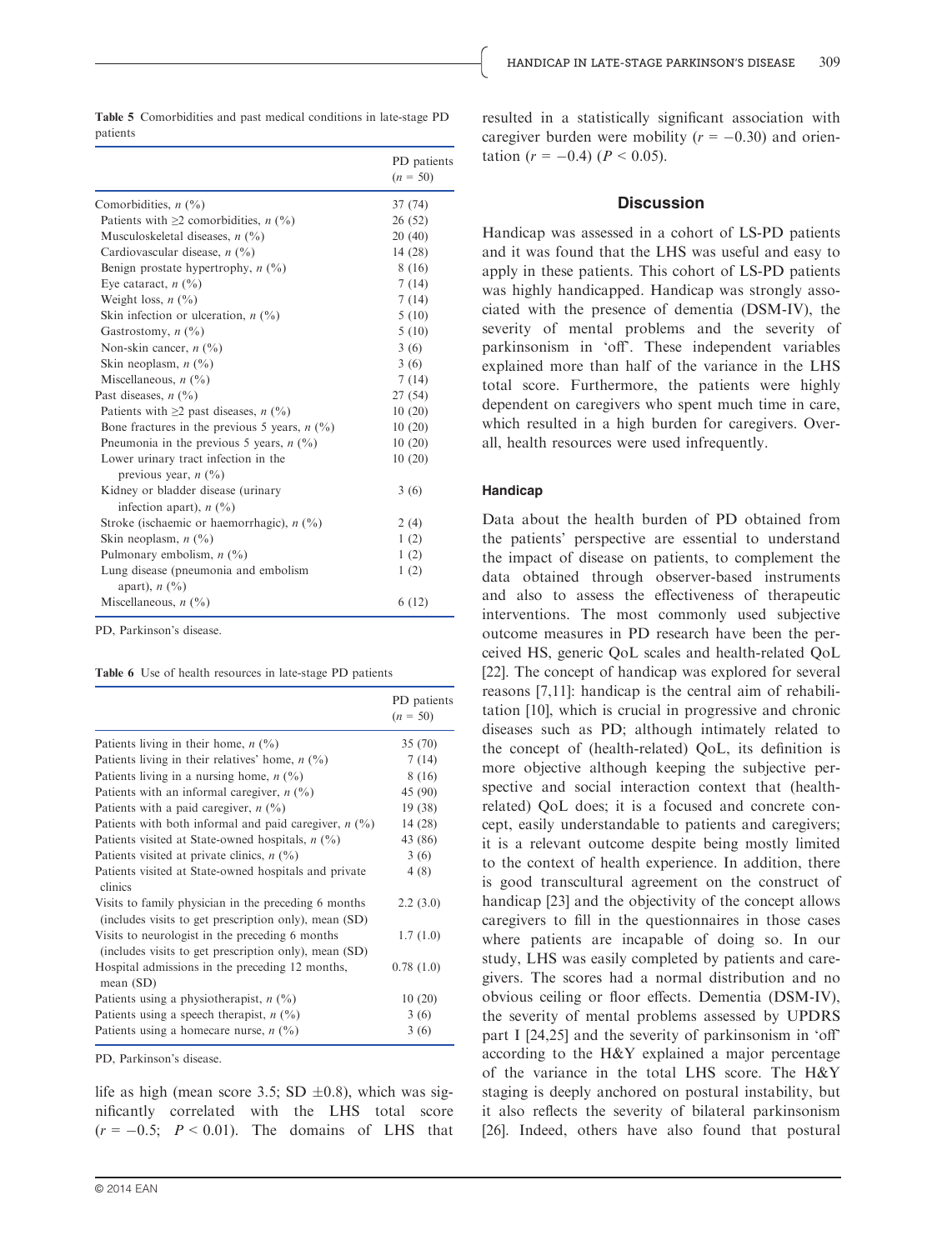**Table 5** Comorbidities and past medical conditions in late-stage PD patients

| | PD patients ($n$ = 50) |
|---|---|
| Comorbidities, $n$ (%) | 37 (74) |
| Patients with ≥2 comorbidities, $n$ (%) | 26 (52) |
| Musculoskeletal diseases, $n$ (%) | 20 (40) |
| Cardiovascular disease, $n$ (%) | 14 (28) |
| Benign prostate hypertrophy, $n$ (%) | 8 (16) |
| Eye cataract, $n$ (%) | 7 (14) |
| Weight loss, $n$ (%) | 7 (14) |
| Skin infection or ulceration, $n$ (%) | 5 (10) |
| Gastrostomy, $n$ (%) | 5 (10) |
| Non-skin cancer, $n$ (%) | 3 (6) |
| Skin neoplasm, $n$ (%) | 3 (6) |
| Miscellaneous, $n$ (%) | 7 (14) |
| Past diseases, $n$ (%) | 27 (54) |
| Patients with ≥2 past diseases, $n$ (%) | 10 (20) |
| Bone fractures in the previous 5 years, $n$ (%) | 10 (20) |
| Pneumonia in the previous 5 years, $n$ (%) | 10 (20) |
| Lower urinary tract infection in the previous year, $n$ (%) | 10 (20) |
| Kidney or bladder disease (urinary infection apart), $n$ (%) | 3 (6) |
| Stroke (ischaemic or haemorrhagic), $n$ (%) | 2 (4) |
| Skin neoplasm, $n$ (%) | 1 (2) |
| Pulmonary embolism, $n$ (%) | 1 (2) |
| Lung disease (pneumonia and embolism apart), $n$ (%) | 1 (2) |
| Miscellaneous, $n$ (%) | 6 (12) |

PD, Parkinson's disease.

**Table 6** Use of health resources in late-stage PD patients

| | PD patients ($n$ = 50) |
|---|---|
| Patients living in their home, $n$ (%) | 35 (70) |
| Patients living in their relatives' home, $n$ (%) | 7 (14) |
| Patients living in a nursing home, $n$ (%) | 8 (16) |
| Patients with an informal caregiver, $n$ (%) | 45 (90) |
| Patients with a paid caregiver, $n$ (%) | 19 (38) |
| Patients with both informal and paid caregiver, $n$ (%) | 14 (28) |
| Patients visited at State-owned hospitals, $n$ (%) | 43 (86) |
| Patients visited at private clinics, $n$ (%) | 3 (6) |
| Patients visited at State-owned hospitals and private clinics | 4 (8) |
| Visits to family physician in the preceding 6 months (includes visits to get prescription only), mean (SD) | 2.2 (3.0) |
| Visits to neurologist in the preceding 6 months (includes visits to get prescription only), mean (SD) | 1.7 (1.0) |
| Hospital admissions in the preceding 12 months, mean (SD) | 0.78 (1.0) |
| Patients using a physiotherapist, $n$ (%) | 10 (20) |
| Patients using a speech therapist, $n$ (%) | 3 (6) |
| Patients using a homecare nurse, $n$ (%) | 3 (6) |

PD, Parkinson's disease.

life as high (mean score 3.5; SD ±0.8), which was significantly correlated with the LHS total score ($r = -0.5$; $P < 0.01$). The domains of LHS that resulted in a statistically significant association with caregiver burden were mobility ($r = -0.30$) and orientation ($r = -0.4$) ($P < 0.05$).

## Discussion

Handicap was assessed in a cohort of LS-PD patients and it was found that the LHS was useful and easy to apply in these patients. This cohort of LS-PD patients was highly handicapped. Handicap was strongly associated with the presence of dementia (DSM-IV), the severity of mental problems and the severity of parkinsonism in 'off'. These independent variables explained more than half of the variance in the LHS total score. Furthermore, the patients were highly dependent on caregivers who spent much time in care, which resulted in a high burden for caregivers. Overall, health resources were used infrequently.

### Handicap

Data about the health burden of PD obtained from the patients' perspective are essential to understand the impact of disease on patients, to complement the data obtained through observer-based instruments and also to assess the effectiveness of therapeutic interventions. The most commonly used subjective outcome measures in PD research have been the perceived HS, generic QoL scales and health-related QoL [22]. The concept of handicap was explored for several reasons [7,11]: handicap is the central aim of rehabilitation [10], which is crucial in progressive and chronic diseases such as PD; although intimately related to the concept of (health-related) QoL, its definition is more objective although keeping the subjective perspective and social interaction context that (health-related) QoL does; it is a focused and concrete concept, easily understandable to patients and caregivers; it is a relevant outcome despite being mostly limited to the context of health experience. In addition, there is good transcultural agreement on the construct of handicap [23] and the objectivity of the concept allows caregivers to fill in the questionnaires in those cases where patients are incapable of doing so. In our study, LHS was easily completed by patients and caregivers. The scores had a normal distribution and no obvious ceiling or floor effects. Dementia (DSM-IV), the severity of mental problems assessed by UPDRS part I [24,25] and the severity of parkinsonism in 'off' according to the H&Y explained a major percentage of the variance in the total LHS score. The H&Y staging is deeply anchored on postural instability, but it also reflects the severity of bilateral parkinsonism [26]. Indeed, others have also found that postural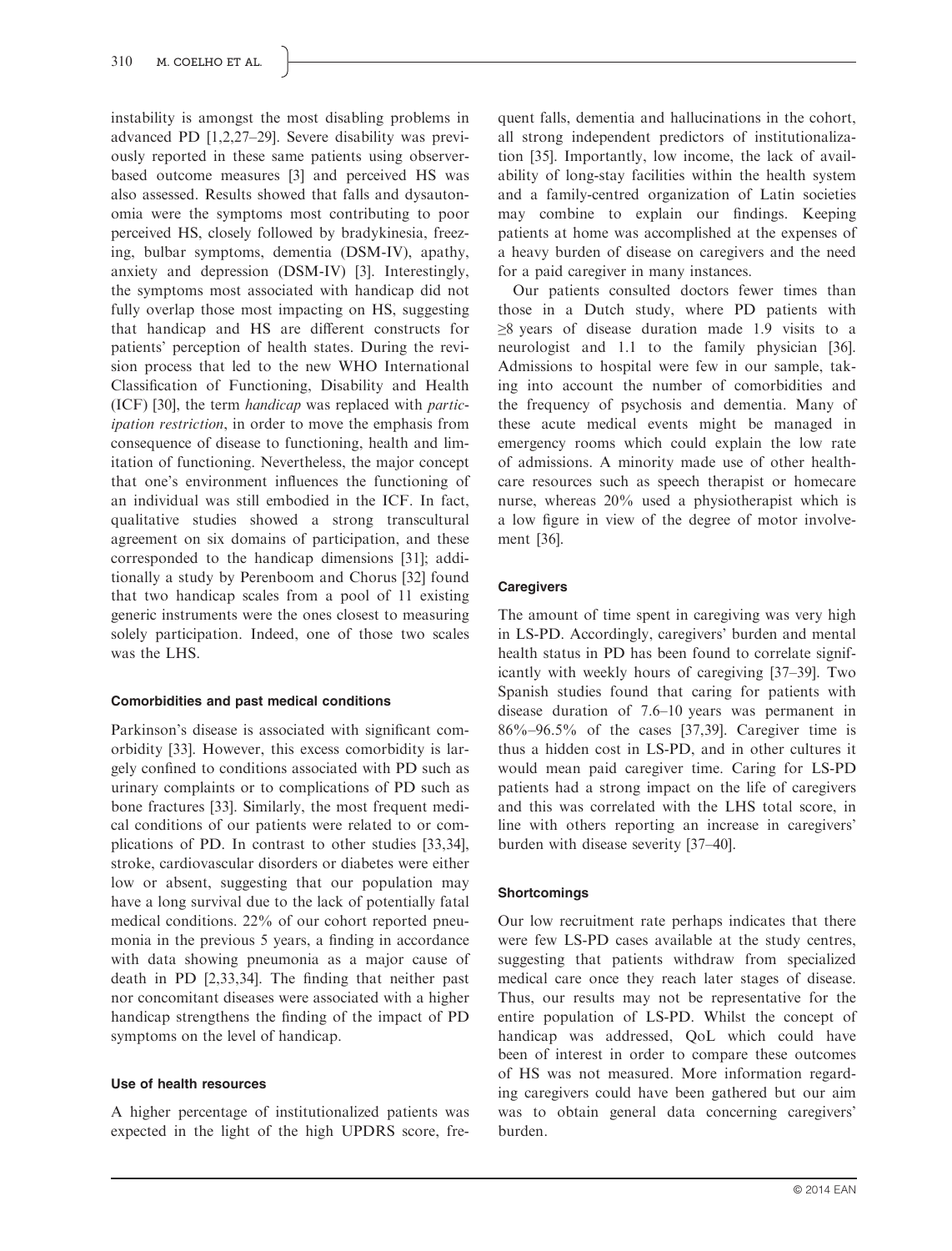instability is amongst the most disabling problems in advanced PD [1,2,27–29]. Severe disability was previously reported in these same patients using observer-based outcome measures [3] and perceived HS was also assessed. Results showed that falls and dysautonomia were the symptoms most contributing to poor perceived HS, closely followed by bradykinesia, freezing, bulbar symptoms, dementia (DSM-IV), apathy, anxiety and depression (DSM-IV) [3]. Interestingly, the symptoms most associated with handicap did not fully overlap those most impacting on HS, suggesting that handicap and HS are different constructs for patients' perception of health states. During the revision process that led to the new WHO International Classification of Functioning, Disability and Health (ICF) [30], the term *handicap* was replaced with *participation restriction*, in order to move the emphasis from consequence of disease to functioning, health and limitation of functioning. Nevertheless, the major concept that one's environment influences the functioning of an individual was still embodied in the ICF. In fact, qualitative studies showed a strong transcultural agreement on six domains of participation, and these corresponded to the handicap dimensions [31]; additionally a study by Perenboom and Chorus [32] found that two handicap scales from a pool of 11 existing generic instruments were the ones closest to measuring solely participation. Indeed, one of those two scales was the LHS.

#### Comorbidities and past medical conditions

Parkinson's disease is associated with significant comorbidity [33]. However, this excess comorbidity is largely confined to conditions associated with PD such as urinary complaints or to complications of PD such as bone fractures [33]. Similarly, the most frequent medical conditions of our patients were related to or complications of PD. In contrast to other studies [33,34], stroke, cardiovascular disorders or diabetes were either low or absent, suggesting that our population may have a long survival due to the lack of potentially fatal medical conditions. 22% of our cohort reported pneumonia in the previous 5 years, a finding in accordance with data showing pneumonia as a major cause of death in PD [2,33,34]. The finding that neither past nor concomitant diseases were associated with a higher handicap strengthens the finding of the impact of PD symptoms on the level of handicap.

#### Use of health resources

A higher percentage of institutionalized patients was expected in the light of the high UPDRS score, frequent falls, dementia and hallucinations in the cohort, all strong independent predictors of institutionalization [35]. Importantly, low income, the lack of availability of long-stay facilities within the health system and a family-centred organization of Latin societies may combine to explain our findings. Keeping patients at home was accomplished at the expenses of a heavy burden of disease on caregivers and the need for a paid caregiver in many instances.

Our patients consulted doctors fewer times than those in a Dutch study, where PD patients with ≥8 years of disease duration made 1.9 visits to a neurologist and 1.1 to the family physician [36]. Admissions to hospital were few in our sample, taking into account the number of comorbidities and the frequency of psychosis and dementia. Many of these acute medical events might be managed in emergency rooms which could explain the low rate of admissions. A minority made use of other healthcare resources such as speech therapist or homecare nurse, whereas 20% used a physiotherapist which is a low figure in view of the degree of motor involvement [36].

#### Caregivers

The amount of time spent in caregiving was very high in LS-PD. Accordingly, caregivers' burden and mental health status in PD has been found to correlate significantly with weekly hours of caregiving [37–39]. Two Spanish studies found that caring for patients with disease duration of 7.6–10 years was permanent in 86%–96.5% of the cases [37,39]. Caregiver time is thus a hidden cost in LS-PD, and in other cultures it would mean paid caregiver time. Caring for LS-PD patients had a strong impact on the life of caregivers and this was correlated with the LHS total score, in line with others reporting an increase in caregivers' burden with disease severity [37–40].

#### Shortcomings

Our low recruitment rate perhaps indicates that there were few LS-PD cases available at the study centres, suggesting that patients withdraw from specialized medical care once they reach later stages of disease. Thus, our results may not be representative for the entire population of LS-PD. Whilst the concept of handicap was addressed, QoL which could have been of interest in order to compare these outcomes of HS was not measured. More information regarding caregivers could have been gathered but our aim was to obtain general data concerning caregivers' burden.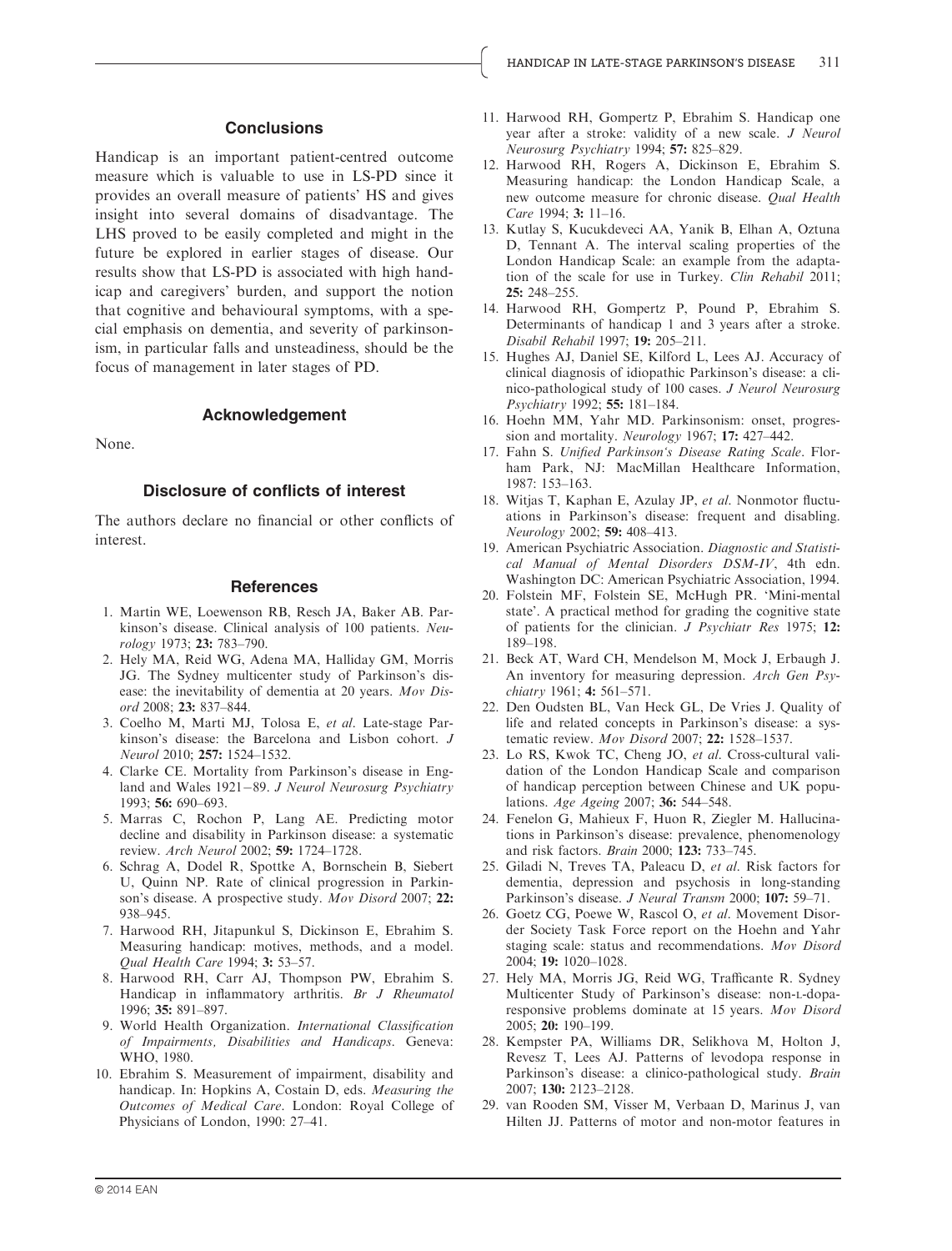## Conclusions

Handicap is an important patient-centred outcome measure which is valuable to use in LS-PD since it provides an overall measure of patients' HS and gives insight into several domains of disadvantage. The LHS proved to be easily completed and might in the future be explored in earlier stages of disease. Our results show that LS-PD is associated with high handicap and caregivers' burden, and support the notion that cognitive and behavioural symptoms, with a special emphasis on dementia, and severity of parkinsonism, in particular falls and unsteadiness, should be the focus of management in later stages of PD.

## Acknowledgement

None.

## Disclosure of conflicts of interest

The authors declare no financial or other conflicts of interest.

## References

1. Martin WE, Loewenson RB, Resch JA, Baker AB. Parkinson's disease. Clinical analysis of 100 patients. *Neurology* 1973; **23:** 783–790.
2. Hely MA, Reid WG, Adena MA, Halliday GM, Morris JG. The Sydney multicenter study of Parkinson's disease: the inevitability of dementia at 20 years. *Mov Disord* 2008; **23:** 837–844.
3. Coelho M, Marti MJ, Tolosa E, *et al*. Late-stage Parkinson's disease: the Barcelona and Lisbon cohort. *J Neurol* 2010; **257:** 1524–1532.
4. Clarke CE. Mortality from Parkinson's disease in England and Wales 1921–89. *J Neurol Neurosurg Psychiatry* 1993; **56:** 690–693.
5. Marras C, Rochon P, Lang AE. Predicting motor decline and disability in Parkinson disease: a systematic review. *Arch Neurol* 2002; **59:** 1724–1728.
6. Schrag A, Dodel R, Spottke A, Bornschein B, Siebert U, Quinn NP. Rate of clinical progression in Parkinson's disease. A prospective study. *Mov Disord* 2007; **22:** 938–945.
7. Harwood RH, Jitapunkul S, Dickinson E, Ebrahim S. Measuring handicap: motives, methods, and a model. *Qual Health Care* 1994; **3:** 53–57.
8. Harwood RH, Carr AJ, Thompson PW, Ebrahim S. Handicap in inflammatory arthritis. *Br J Rheumatol* 1996; **35:** 891–897.
9. World Health Organization. *International Classification of Impairments, Disabilities and Handicaps*. Geneva: WHO, 1980.
10. Ebrahim S. Measurement of impairment, disability and handicap. In: Hopkins A, Costain D, eds. *Measuring the Outcomes of Medical Care*. London: Royal College of Physicians of London, 1990: 27–41.
11. Harwood RH, Gompertz P, Ebrahim S. Handicap one year after a stroke: validity of a new scale. *J Neurol Neurosurg Psychiatry* 1994; **57:** 825–829.
12. Harwood RH, Rogers A, Dickinson E, Ebrahim S. Measuring handicap: the London Handicap Scale, a new outcome measure for chronic disease. *Qual Health Care* 1994; **3:** 11–16.
13. Kutlay S, Kucukdeveci AA, Yanik B, Elhan A, Oztuna D, Tennant A. The interval scaling properties of the London Handicap Scale: an example from the adaptation of the scale for use in Turkey. *Clin Rehabil* 2011; **25:** 248–255.
14. Harwood RH, Gompertz P, Pound P, Ebrahim S. Determinants of handicap 1 and 3 years after a stroke. *Disabil Rehabil* 1997; **19:** 205–211.
15. Hughes AJ, Daniel SE, Kilford L, Lees AJ. Accuracy of clinical diagnosis of idiopathic Parkinson's disease: a clinico-pathological study of 100 cases. *J Neurol Neurosurg Psychiatry* 1992; **55:** 181–184.
16. Hoehn MM, Yahr MD. Parkinsonism: onset, progression and mortality. *Neurology* 1967; **17:** 427–442.
17. Fahn S. *Unified Parkinson's Disease Rating Scale*. Florham Park, NJ: MacMillan Healthcare Information, 1987: 153–163.
18. Witjas T, Kaphan E, Azulay JP, *et al*. Nonmotor fluctuations in Parkinson's disease: frequent and disabling. *Neurology* 2002; **59:** 408–413.
19. American Psychiatric Association. *Diagnostic and Statistical Manual of Mental Disorders DSM-IV*, 4th edn. Washington DC: American Psychiatric Association, 1994.
20. Folstein MF, Folstein SE, McHugh PR. 'Mini-mental state'. A practical method for grading the cognitive state of patients for the clinician. *J Psychiatr Res* 1975; **12:** 189–198.
21. Beck AT, Ward CH, Mendelson M, Mock J, Erbaugh J. An inventory for measuring depression. *Arch Gen Psychiatry* 1961; **4:** 561–571.
22. Den Oudsten BL, Van Heck GL, De Vries J. Quality of life and related concepts in Parkinson's disease: a systematic review. *Mov Disord* 2007; **22:** 1528–1537.
23. Lo RS, Kwok TC, Cheng JO, *et al*. Cross-cultural validation of the London Handicap Scale and comparison of handicap perception between Chinese and UK populations. *Age Ageing* 2007; **36:** 544–548.
24. Fenelon G, Mahieux F, Huon R, Ziegler M. Hallucinations in Parkinson's disease: prevalence, phenomenology and risk factors. *Brain* 2000; **123:** 733–745.
25. Giladi N, Treves TA, Paleacu D, *et al*. Risk factors for dementia, depression and psychosis in long-standing Parkinson's disease. *J Neural Transm* 2000; **107:** 59–71.
26. Goetz CG, Poewe W, Rascol O, *et al*. Movement Disorder Society Task Force report on the Hoehn and Yahr staging scale: status and recommendations. *Mov Disord* 2004; **19:** 1020–1028.
27. Hely MA, Morris JG, Reid WG, Trafficante R. Sydney Multicenter Study of Parkinson's disease: non-L-dopa-responsive problems dominate at 15 years. *Mov Disord* 2005; **20:** 190–199.
28. Kempster PA, Williams DR, Selikhova M, Holton J, Revesz T, Lees AJ. Patterns of levodopa response in Parkinson's disease: a clinico-pathological study. *Brain* 2007; **130:** 2123–2128.
29. van Rooden SM, Visser M, Verbaan D, Marinus J, van Hilten JJ. Patterns of motor and non-motor features in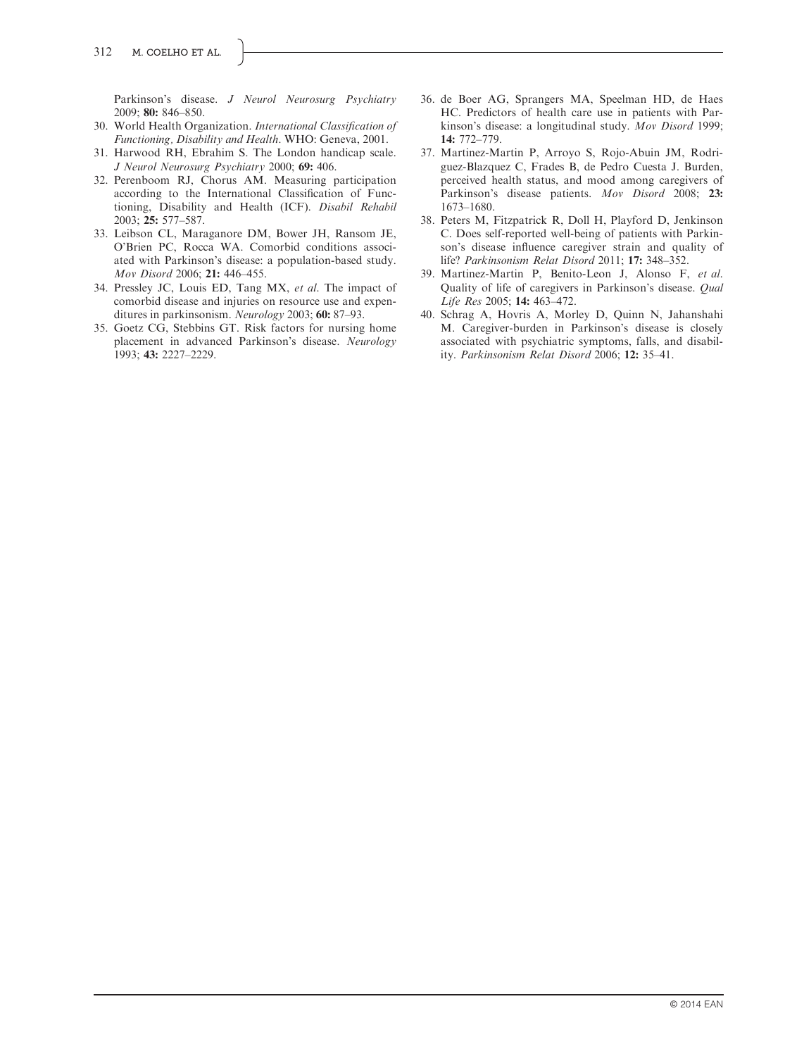Parkinson's disease. *J Neurol Neurosurg Psychiatry* 2009; **80:** 846–850.

30. World Health Organization. *International Classification of Functioning, Disability and Health*. WHO: Geneva, 2001.
31. Harwood RH, Ebrahim S. The London handicap scale. *J Neurol Neurosurg Psychiatry* 2000; **69:** 406.
32. Perenboom RJ, Chorus AM. Measuring participation according to the International Classification of Functioning, Disability and Health (ICF). *Disabil Rehabil* 2003; **25:** 577–587.
33. Leibson CL, Maraganore DM, Bower JH, Ransom JE, O'Brien PC, Rocca WA. Comorbid conditions associated with Parkinson's disease: a population-based study. *Mov Disord* 2006; **21:** 446–455.
34. Pressley JC, Louis ED, Tang MX, *et al*. The impact of comorbid disease and injuries on resource use and expenditures in parkinsonism. *Neurology* 2003; **60:** 87–93.
35. Goetz CG, Stebbins GT. Risk factors for nursing home placement in advanced Parkinson's disease. *Neurology* 1993; **43:** 2227–2229.
36. de Boer AG, Sprangers MA, Speelman HD, de Haes HC. Predictors of health care use in patients with Parkinson's disease: a longitudinal study. *Mov Disord* 1999; **14:** 772–779.
37. Martinez-Martin P, Arroyo S, Rojo-Abuin JM, Rodriguez-Blazquez C, Frades B, de Pedro Cuesta J. Burden, perceived health status, and mood among caregivers of Parkinson's disease patients. *Mov Disord* 2008; **23:** 1673–1680.
38. Peters M, Fitzpatrick R, Doll H, Playford D, Jenkinson C. Does self-reported well-being of patients with Parkinson's disease influence caregiver strain and quality of life? *Parkinsonism Relat Disord* 2011; **17:** 348–352.
39. Martinez-Martin P, Benito-Leon J, Alonso F, *et al*. Quality of life of caregivers in Parkinson's disease. *Qual Life Res* 2005; **14:** 463–472.
40. Schrag A, Hovris A, Morley D, Quinn N, Jahanshahi M. Caregiver-burden in Parkinson's disease is closely associated with psychiatric symptoms, falls, and disability. *Parkinsonism Relat Disord* 2006; **12:** 35–41.